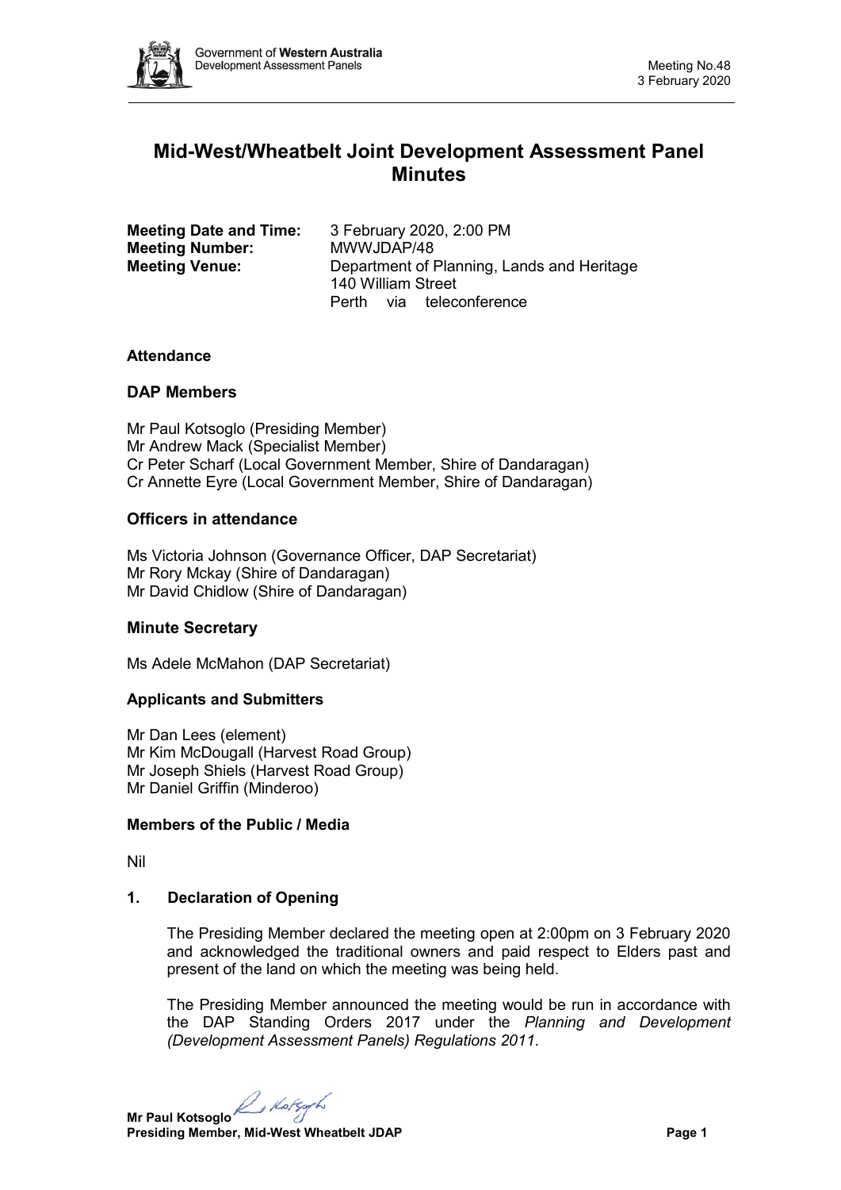# Mid-West/Wheatbelt Joint Development Assessment Panel Minutes

**Meeting Date and Time:** 3 February 2020, 2:00 PM
**Meeting Number:** MWWJDAP/48
**Meeting Venue:** Department of Planning, Lands and Heritage
140 William Street
Perth via teleconference

## Attendance

### DAP Members

Mr Paul Kotsoglo (Presiding Member)
Mr Andrew Mack (Specialist Member)
Cr Peter Scharf (Local Government Member, Shire of Dandaragan)
Cr Annette Eyre (Local Government Member, Shire of Dandaragan)

### Officers in attendance

Ms Victoria Johnson (Governance Officer, DAP Secretariat)
Mr Rory Mckay (Shire of Dandaragan)
Mr David Chidlow (Shire of Dandaragan)

### Minute Secretary

Ms Adele McMahon (DAP Secretariat)

### Applicants and Submitters

Mr Dan Lees (element)
Mr Kim McDougall (Harvest Road Group)
Mr Joseph Shiels (Harvest Road Group)
Mr Daniel Griffin (Minderoo)

### Members of the Public / Media

Nil

## 1. Declaration of Opening

The Presiding Member declared the meeting open at 2:00pm on 3 February 2020 and acknowledged the traditional owners and paid respect to Elders past and present of the land on which the meeting was being held.

The Presiding Member announced the meeting would be run in accordance with the DAP Standing Orders 2017 under the *Planning and Development (Development Assessment Panels) Regulations 2011*.

**Mr Paul Kotsoglo**
**Presiding Member, Mid-West Wheatbelt JDAP**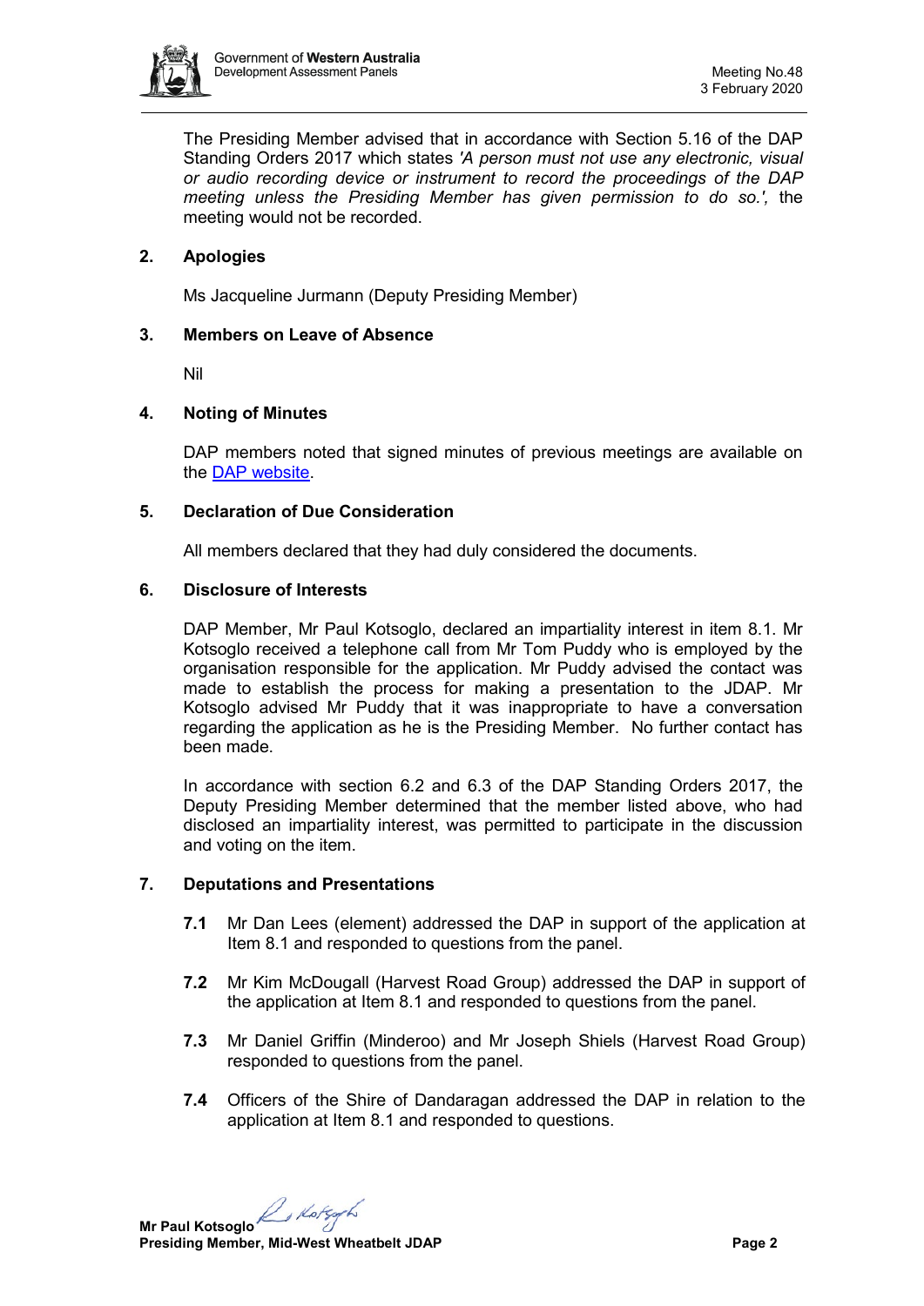The Presiding Member advised that in accordance with Section 5.16 of the DAP Standing Orders 2017 which states *'A person must not use any electronic, visual or audio recording device or instrument to record the proceedings of the DAP meeting unless the Presiding Member has given permission to do so.',* the meeting would not be recorded.

## 2. Apologies

Ms Jacqueline Jurmann (Deputy Presiding Member)

## 3. Members on Leave of Absence

Nil

## 4. Noting of Minutes

DAP members noted that signed minutes of previous meetings are available on the [DAP website](#).

## 5. Declaration of Due Consideration

All members declared that they had duly considered the documents.

## 6. Disclosure of Interests

DAP Member, Mr Paul Kotsoglo, declared an impartiality interest in item 8.1. Mr Kotsoglo received a telephone call from Mr Tom Puddy who is employed by the organisation responsible for the application. Mr Puddy advised the contact was made to establish the process for making a presentation to the JDAP. Mr Kotsoglo advised Mr Puddy that it was inappropriate to have a conversation regarding the application as he is the Presiding Member. No further contact has been made.

In accordance with section 6.2 and 6.3 of the DAP Standing Orders 2017, the Deputy Presiding Member determined that the member listed above, who had disclosed an impartiality interest, was permitted to participate in the discussion and voting on the item.

## 7. Deputations and Presentations

**7.1** Mr Dan Lees (element) addressed the DAP in support of the application at Item 8.1 and responded to questions from the panel.

**7.2** Mr Kim McDougall (Harvest Road Group) addressed the DAP in support of the application at Item 8.1 and responded to questions from the panel.

**7.3** Mr Daniel Griffin (Minderoo) and Mr Joseph Shiels (Harvest Road Group) responded to questions from the panel.

**7.4** Officers of the Shire of Dandaragan addressed the DAP in relation to the application at Item 8.1 and responded to questions.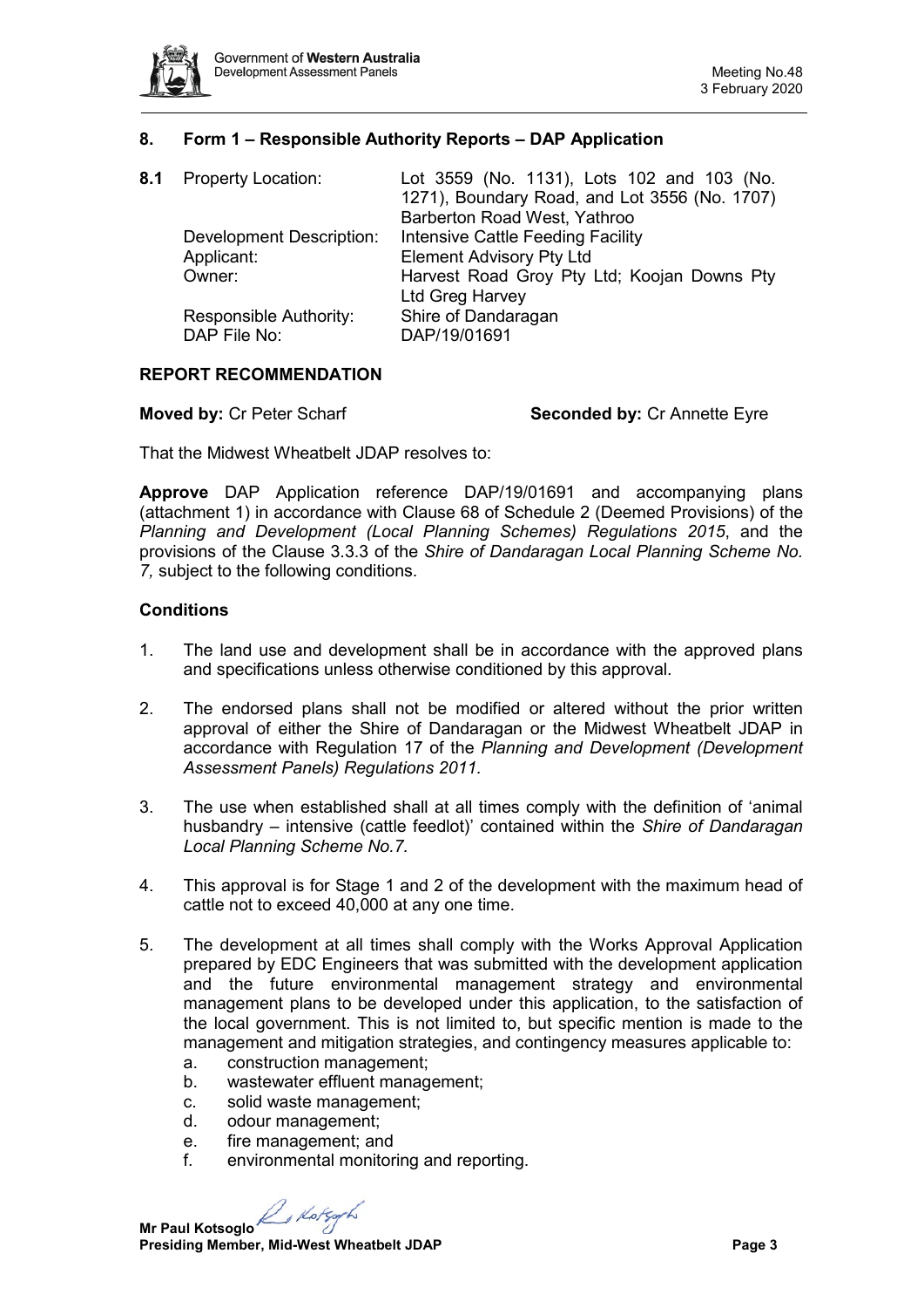## 8. Form 1 – Responsible Authority Reports – DAP Application

| **8.1** | Property Location: | Lot 3559 (No. 1131), Lots 102 and 103 (No. 1271), Boundary Road, and Lot 3556 (No. 1707) Barberton Road West, Yathroo |
|---|---|---|
| | Development Description: | Intensive Cattle Feeding Facility |
| | Applicant: | Element Advisory Pty Ltd |
| | Owner: | Harvest Road Groy Pty Ltd; Koojan Downs Pty Ltd Greg Harvey |
| | Responsible Authority: | Shire of Dandaragan |
| | DAP File No: | DAP/19/01691 |

### REPORT RECOMMENDATION

**Moved by:** Cr Peter Scharf **Seconded by:** Cr Annette Eyre

That the Midwest Wheatbelt JDAP resolves to:

**Approve** DAP Application reference DAP/19/01691 and accompanying plans (attachment 1) in accordance with Clause 68 of Schedule 2 (Deemed Provisions) of the *Planning and Development (Local Planning Schemes) Regulations 2015*, and the provisions of the Clause 3.3.3 of the *Shire of Dandaragan Local Planning Scheme No. 7,* subject to the following conditions.

### Conditions

1. The land use and development shall be in accordance with the approved plans and specifications unless otherwise conditioned by this approval.
2. The endorsed plans shall not be modified or altered without the prior written approval of either the Shire of Dandaragan or the Midwest Wheatbelt JDAP in accordance with Regulation 17 of the *Planning and Development (Development Assessment Panels) Regulations 2011.*
3. The use when established shall at all times comply with the definition of 'animal husbandry – intensive (cattle feedlot)' contained within the *Shire of Dandaragan Local Planning Scheme No.7.*
4. This approval is for Stage 1 and 2 of the development with the maximum head of cattle not to exceed 40,000 at any one time.
5. The development at all times shall comply with the Works Approval Application prepared by EDC Engineers that was submitted with the development application and the future environmental management strategy and environmental management plans to be developed under this application, to the satisfaction of the local government. This is not limited to, but specific mention is made to the management and mitigation strategies, and contingency measures applicable to:
   a. construction management;
   b. wastewater effluent management;
   c. solid waste management;
   d. odour management;
   e. fire management; and
   f. environmental monitoring and reporting.

**Mr Paul Kotsoglo**
**Presiding Member, Mid-West Wheatbelt JDAP**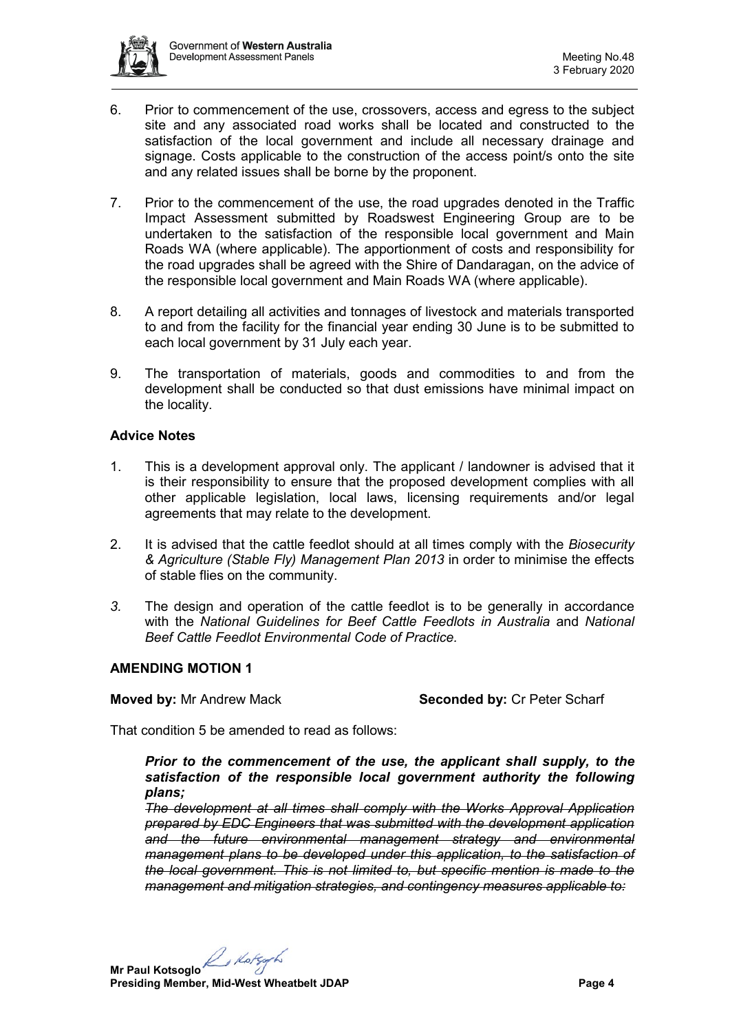6. Prior to commencement of the use, crossovers, access and egress to the subject site and any associated road works shall be located and constructed to the satisfaction of the local government and include all necessary drainage and signage. Costs applicable to the construction of the access point/s onto the site and any related issues shall be borne by the proponent.

7. Prior to the commencement of the use, the road upgrades denoted in the Traffic Impact Assessment submitted by Roadswest Engineering Group are to be undertaken to the satisfaction of the responsible local government and Main Roads WA (where applicable). The apportionment of costs and responsibility for the road upgrades shall be agreed with the Shire of Dandaragan, on the advice of the responsible local government and Main Roads WA (where applicable).

8. A report detailing all activities and tonnages of livestock and materials transported to and from the facility for the financial year ending 30 June is to be submitted to each local government by 31 July each year.

9. The transportation of materials, goods and commodities to and from the development shall be conducted so that dust emissions have minimal impact on the locality.

### Advice Notes

1. This is a development approval only. The applicant / landowner is advised that it is their responsibility to ensure that the proposed development complies with all other applicable legislation, local laws, licensing requirements and/or legal agreements that may relate to the development.

2. It is advised that the cattle feedlot should at all times comply with the *Biosecurity & Agriculture (Stable Fly) Management Plan 2013* in order to minimise the effects of stable flies on the community.

3. *The design and operation of the cattle feedlot is to be generally in accordance with the National Guidelines for Beef Cattle Feedlots in Australia and National Beef Cattle Feedlot Environmental Code of Practice.*

### AMENDING MOTION 1

**Moved by:** Mr Andrew Mack **Seconded by:** Cr Peter Scharf

That condition 5 be amended to read as follows:

> ***Prior to the commencement of the use, the applicant shall supply, to the satisfaction of the responsible local government authority the following plans;***
>
> ~~*The development at all times shall comply with the Works Approval Application prepared by EDC Engineers that was submitted with the development application and the future environmental management strategy and environmental management plans to be developed under this application, to the satisfaction of the local government. This is not limited to, but specific mention is made to the management and mitigation strategies, and contingency measures applicable to:*~~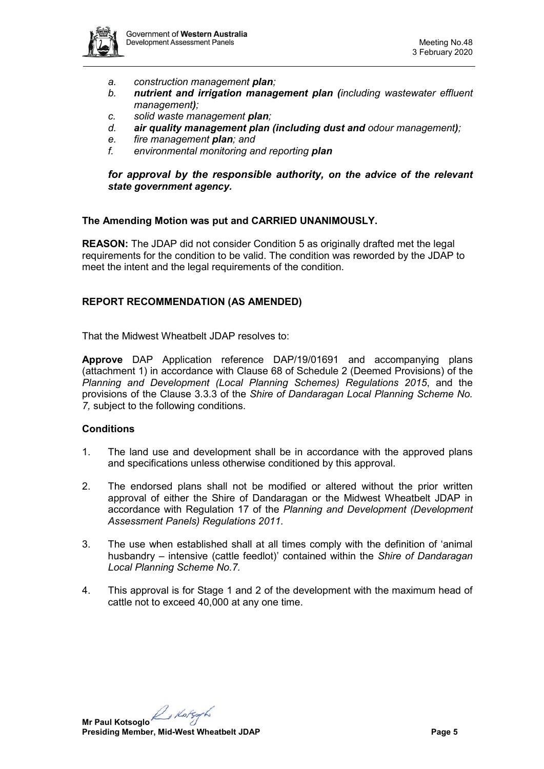*a. construction management* ***plan****;*
*b.* ***nutrient and irrigation management plan (****including wastewater effluent management****)****;*
*c. solid waste management* ***plan****;*
*d.* ***air quality management plan (including dust and*** *odour management****)****;*
*e. fire management* ***plan****; and*
*f. environmental monitoring and reporting* ***plan***

***for approval by the responsible authority, on the advice of the relevant state government agency.***

**The Amending Motion was put and CARRIED UNANIMOUSLY.**

**REASON:** The JDAP did not consider Condition 5 as originally drafted met the legal requirements for the condition to be valid. The condition was reworded by the JDAP to meet the intent and the legal requirements of the condition.

**REPORT RECOMMENDATION (AS AMENDED)**

That the Midwest Wheatbelt JDAP resolves to:

**Approve** DAP Application reference DAP/19/01691 and accompanying plans (attachment 1) in accordance with Clause 68 of Schedule 2 (Deemed Provisions) of the *Planning and Development (Local Planning Schemes) Regulations 2015*, and the provisions of the Clause 3.3.3 of the *Shire of Dandaragan Local Planning Scheme No. 7,* subject to the following conditions.

**Conditions**

1. The land use and development shall be in accordance with the approved plans and specifications unless otherwise conditioned by this approval.

2. The endorsed plans shall not be modified or altered without the prior written approval of either the Shire of Dandaragan or the Midwest Wheatbelt JDAP in accordance with Regulation 17 of the *Planning and Development (Development Assessment Panels) Regulations 2011*.

3. The use when established shall at all times comply with the definition of 'animal husbandry – intensive (cattle feedlot)' contained within the *Shire of Dandaragan Local Planning Scheme No.7.*

4. This approval is for Stage 1 and 2 of the development with the maximum head of cattle not to exceed 40,000 at any one time.

**Mr Paul Kotsoglo**
**Presiding Member, Mid-West Wheatbelt JDAP**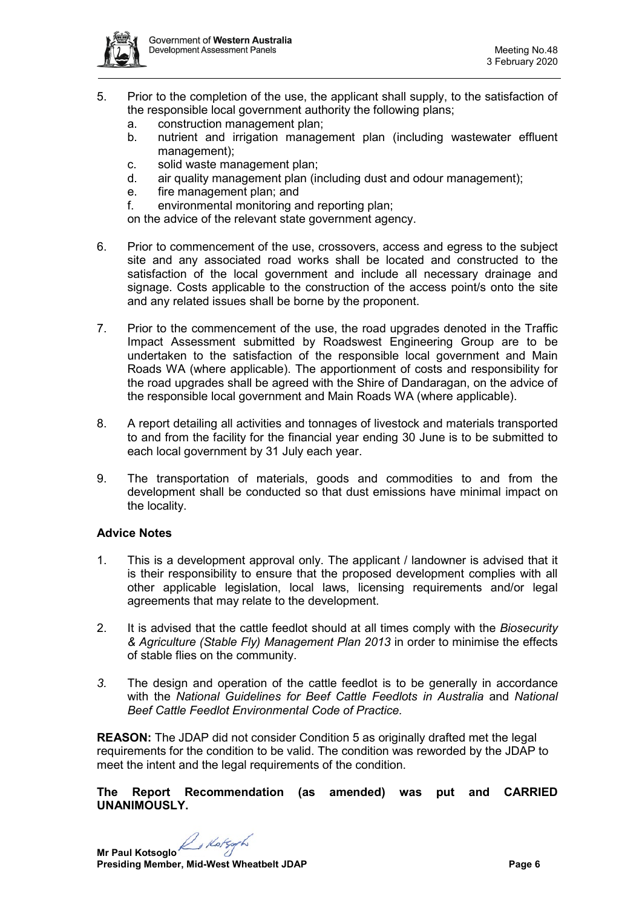5. Prior to the completion of the use, the applicant shall supply, to the satisfaction of the responsible local government authority the following plans;
   a. construction management plan;
   b. nutrient and irrigation management plan (including wastewater effluent management);
   c. solid waste management plan;
   d. air quality management plan (including dust and odour management);
   e. fire management plan; and
   f. environmental monitoring and reporting plan;

   on the advice of the relevant state government agency.

6. Prior to commencement of the use, crossovers, access and egress to the subject site and any associated road works shall be located and constructed to the satisfaction of the local government and include all necessary drainage and signage. Costs applicable to the construction of the access point/s onto the site and any related issues shall be borne by the proponent.

7. Prior to the commencement of the use, the road upgrades denoted in the Traffic Impact Assessment submitted by Roadswest Engineering Group are to be undertaken to the satisfaction of the responsible local government and Main Roads WA (where applicable). The apportionment of costs and responsibility for the road upgrades shall be agreed with the Shire of Dandaragan, on the advice of the responsible local government and Main Roads WA (where applicable).

8. A report detailing all activities and tonnages of livestock and materials transported to and from the facility for the financial year ending 30 June is to be submitted to each local government by 31 July each year.

9. The transportation of materials, goods and commodities to and from the development shall be conducted so that dust emissions have minimal impact on the locality.

**Advice Notes**

1. This is a development approval only. The applicant / landowner is advised that it is their responsibility to ensure that the proposed development complies with all other applicable legislation, local laws, licensing requirements and/or legal agreements that may relate to the development.

2. It is advised that the cattle feedlot should at all times comply with the *Biosecurity & Agriculture (Stable Fly) Management Plan 2013* in order to minimise the effects of stable flies on the community.

3. The design and operation of the cattle feedlot is to be generally in accordance with the *National Guidelines for Beef Cattle Feedlots in Australia* and *National Beef Cattle Feedlot Environmental Code of Practice.*

**REASON:** The JDAP did not consider Condition 5 as originally drafted met the legal requirements for the condition to be valid. The condition was reworded by the JDAP to meet the intent and the legal requirements of the condition.

**The Report Recommendation (as amended) was put and CARRIED UNANIMOUSLY.**

**Mr Paul Kotsoglo**
**Presiding Member, Mid-West Wheatbelt JDAP**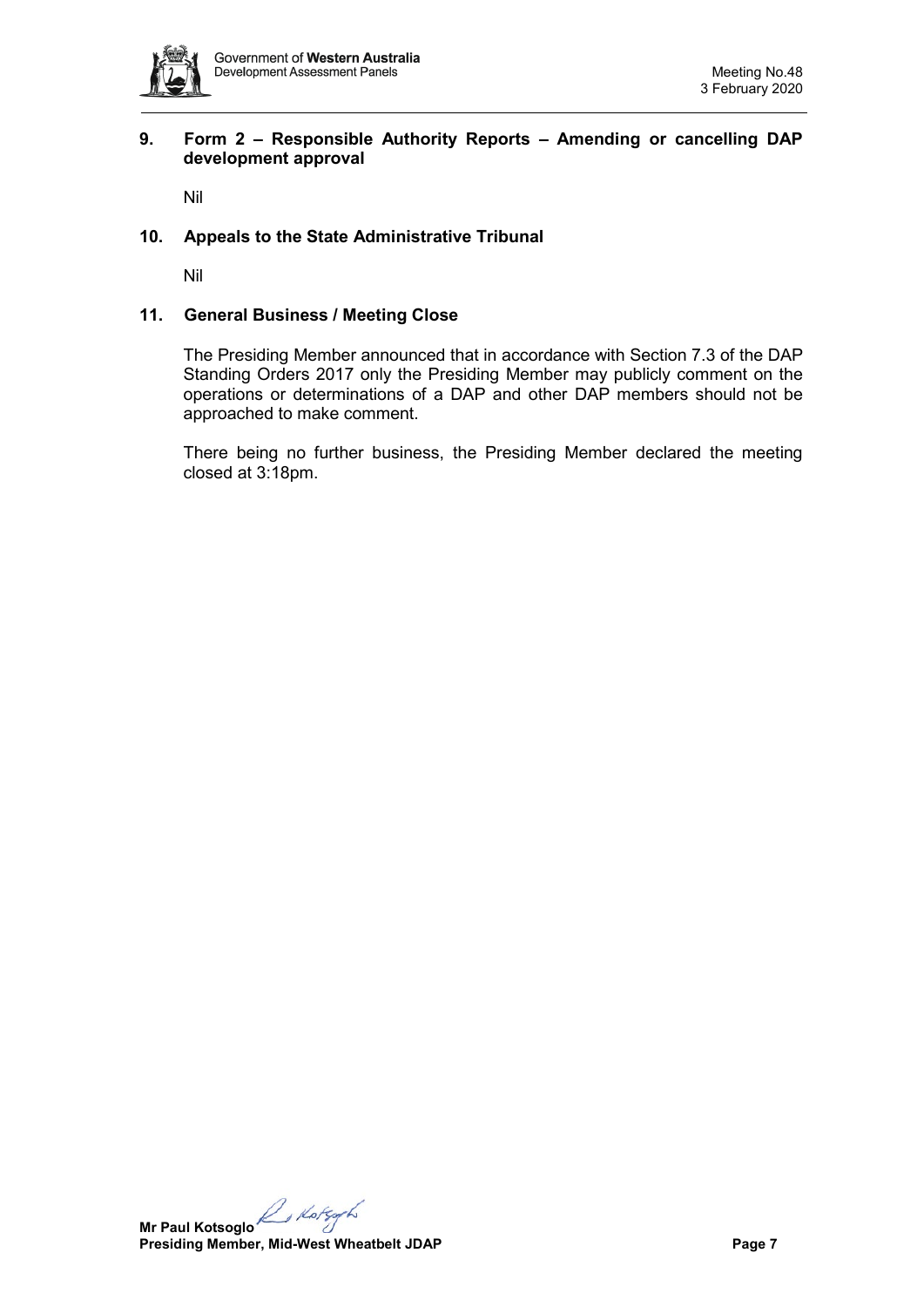## 9. Form 2 – Responsible Authority Reports – Amending or cancelling DAP development approval

Nil

## 10. Appeals to the State Administrative Tribunal

Nil

## 11. General Business / Meeting Close

The Presiding Member announced that in accordance with Section 7.3 of the DAP Standing Orders 2017 only the Presiding Member may publicly comment on the operations or determinations of a DAP and other DAP members should not be approached to make comment.

There being no further business, the Presiding Member declared the meeting closed at 3:18pm.

**Mr Paul Kotsoglo**
**Presiding Member, Mid-West Wheatbelt JDAP**